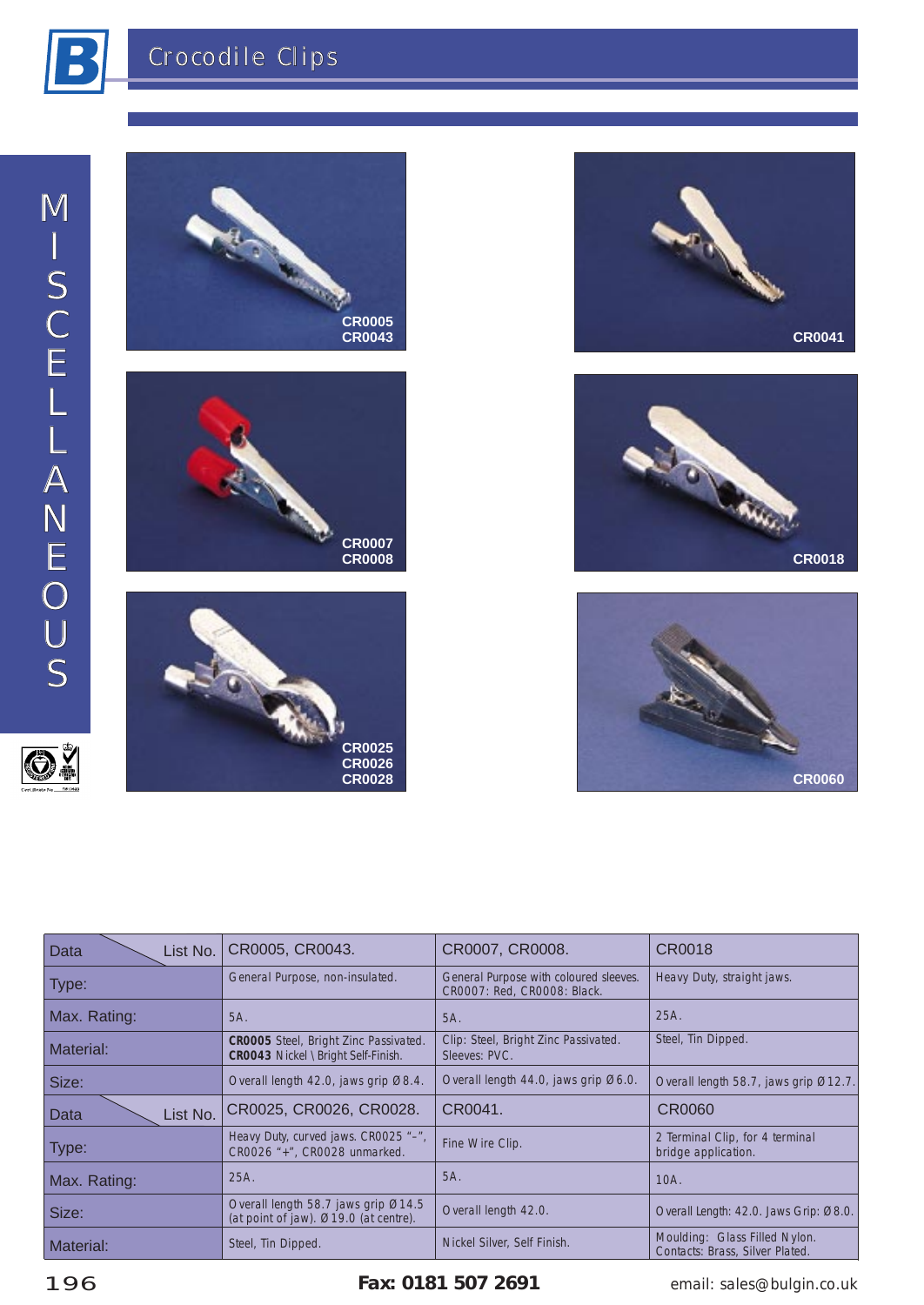# Crocodile Clips

MISCELLANEOUS

CR0005
CR0043

CR0041

CR0007
CR0008

CR0018

CR0025
CR0026
CR0028

CR0060

| Data / List No. | CR0005, CR0043. | CR0007, CR0008. | CR0018 |
|---|---|---|---|
| Type: | General Purpose, non-insulated. | General Purpose with coloured sleeves. CR0007: Red, CR0008: Black. | Heavy Duty, straight jaws. |
| Max. Rating: | 5A. | 5A. | 25A. |
| Material: | **CR0005** Steel, Bright Zinc Passivated. **CR0043** Nickel \ Bright Self-Finish. | Clip: Steel, Bright Zinc Passivated. Sleeves: PVC. | Steel, Tin Dipped. |
| Size: | Overall length 42.0, jaws grip Ø 8.4. | Overall length 44.0, jaws grip Ø 6.0. | Overall length 58.7, jaws grip Ø 12.7. |
| **Data / List No.** | **CR0025, CR0026, CR0028.** | **CR0041.** | **CR0060** |
| Type: | Heavy Duty, curved jaws. CR0025 "-", CR0026 "+", CR0028 unmarked. | Fine Wire Clip. | 2 Terminal Clip, for 4 terminal bridge application. |
| Max. Rating: | 25A. | 5A. | 10A. |
| Size: | Overall length 58.7 jaws grip Ø 14.5 (at point of jaw). Ø 19.0 (at centre). | Overall length 42.0. | Overall Length: 42.0. Jaws Grip: Ø 8.0. |
| Material: | Steel, Tin Dipped. | Nickel Silver, Self Finish. | Moulding: Glass Filled Nylon. Contacts: Brass, Silver Plated. |

**Fax: 0181 507 2691**

email: sales@bulgin.co.uk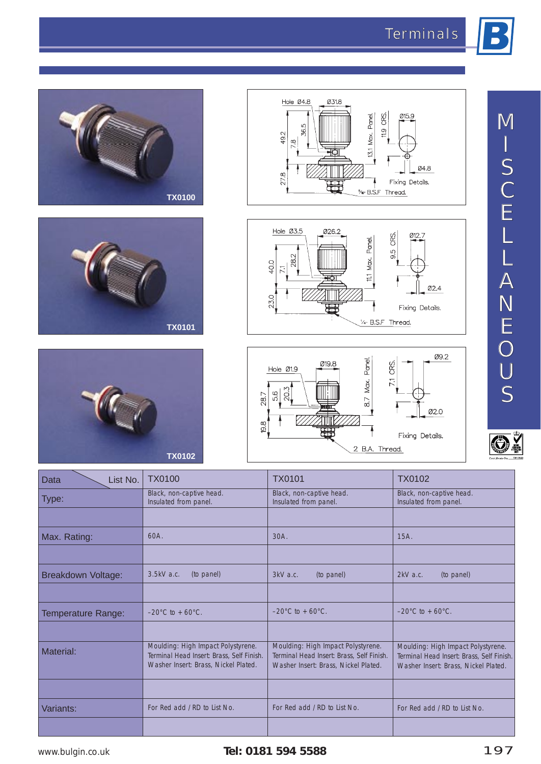# Terminals

# MISCELLANEOUS

TX0100

TX0101

TX0102

| Data / List No. | TX0100 | TX0101 | TX0102 |
|---|---|---|---|
| Type: | Black, non-captive head. Insulated from panel. | Black, non-captive head. Insulated from panel. | Black, non-captive head. Insulated from panel. |
| Max. Rating: | 60A. | 30A. | 15A. |
| Breakdown Voltage: | 3.5kV a.c. (to panel) | 3kV a.c. (to panel) | 2kV a.c. (to panel) |
| Temperature Range: | -20°C to +60°C. | -20°C to +60°C. | -20°C to +60°C. |
| Material: | Moulding: High Impact Polystyrene. Terminal Head Insert: Brass, Self Finish. Washer Insert: Brass, Nickel Plated. | Moulding: High Impact Polystyrene. Terminal Head Insert: Brass, Self Finish. Washer Insert: Brass, Nickel Plated. | Moulding: High Impact Polystyrene. Terminal Head Insert: Brass, Self Finish. Washer Insert: Brass, Nickel Plated. |
| Variants: | For Red add / RD to List No. | For Red add / RD to List No. | For Red add / RD to List No. |

www.bulgin.co.uk **Tel: 0181 594 5588**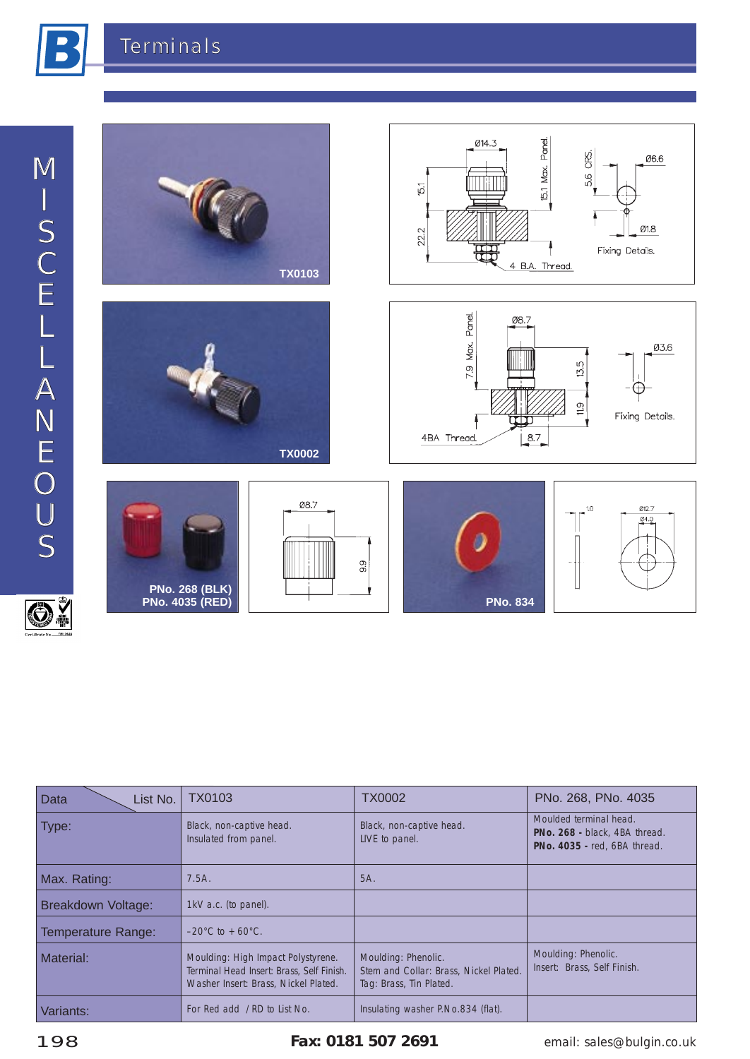# Terminals

MISCELLANEOUS

TX0103

TX0002

PNo. 268 (BLK)
PNo. 4035 (RED)

PNo. 834

| Data / List No. | TX0103 | TX0002 | PNo. 268, PNo. 4035 |
|---|---|---|---|
| Type: | Black, non-captive head. Insulated from panel. | Black, non-captive head. LIVE to panel. | Moulded terminal head. **PNo. 268 -** black, 4BA thread. **PNo. 4035 -** red, 6BA thread. |
| Max. Rating: | 7.5A. | 5A. | |
| Breakdown Voltage: | 1kV a.c. (to panel). | | |
| Temperature Range: | -20°C to +60°C. | | |
| Material: | Moulding: High Impact Polystyrene. Terminal Head Insert: Brass, Self Finish. Washer Insert: Brass, Nickel Plated. | Moulding: Phenolic. Stem and Collar: Brass, Nickel Plated. Tag: Brass, Tin Plated. | Moulding: Phenolic. Insert: Brass, Self Finish. |
| Variants: | For Red add /RD to List No. | Insulating washer P.No.834 (flat). | |

**Fax: 0181 507 2691** email: sales@bulgin.co.uk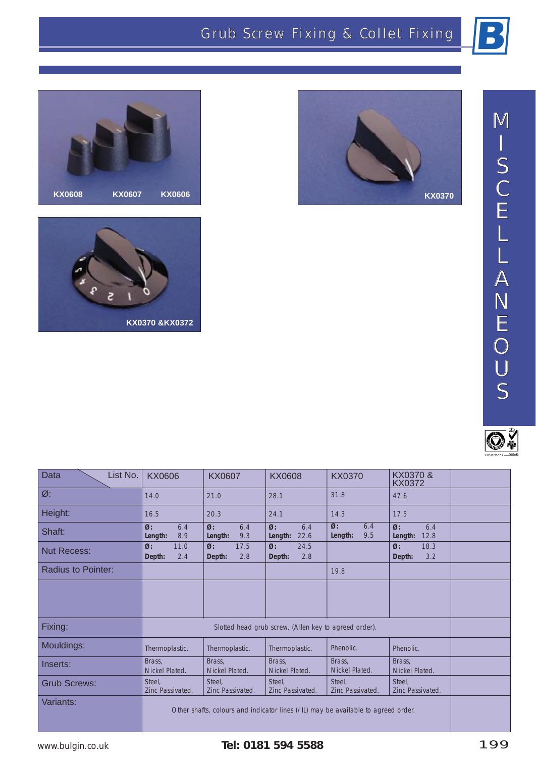# Grub Screw Fixing & Collet Fixing

KX0608 KX0607 KX0606

KX0370

KX0370 &KX0372

MISCELLANEOUS

| Data / List No. | KX0606 | KX0607 | KX0608 | KX0370 | KX0370 & KX0372 | |
|---|---|---|---|---|---|---|
| Ø: | 14.0 | 21.0 | 28.1 | 31.8 | 47.6 | |
| Height: | 16.5 | 20.3 | 24.1 | 14.3 | 17.5 | |
| Shaft: | **Ø:** 6.4 **Length:** 8.9 | **Ø:** 6.4 **Length:** 9.3 | **Ø:** 6.4 **Length:** 22.6 | **Ø:** 6.4 **Length:** 9.5 | **Ø:** 6.4 **Length:** 12.8 | |
| Nut Recess: | **Ø:** 11.0 **Depth:** 2.4 | **Ø:** 17.5 **Depth:** 2.8 | **Ø:** 24.5 **Depth:** 2.8 | | **Ø:** 18.3 **Depth:** 3.2 | |
| Radius to Pointer: | | | | 19.8 | | |
| | | | | | | |
| Fixing: | Slotted head grub screw. (Allen key to agreed order). | | | | | |
| Mouldings: | Thermoplastic. | Thermoplastic. | Thermoplastic. | Phenolic. | Phenolic. | |
| Inserts: | Brass, Nickel Plated. | Brass, Nickel Plated. | Brass, Nickel Plated. | Brass, Nickel Plated. | Brass, Nickel Plated. | |
| Grub Screws: | Steel, Zinc Passivated. | Steel, Zinc Passivated. | Steel, Zinc Passivated. | Steel, Zinc Passivated. | Steel, Zinc Passivated. | |
| Variants: | Other shafts, colours and indicator lines (/ IL) may be available to agreed order. | | | | | |

www.bulgin.co.uk **Tel: 0181 594 5588**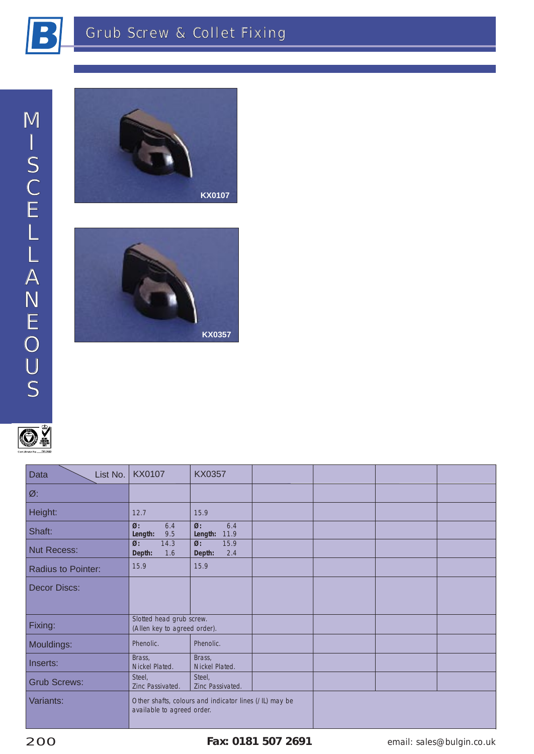# Grub Screw & Collet Fixing

MISCELLANEOUS

KX0107

KX0357

| Data / List No. | KX0107 | KX0357 | | | | |
|---|---|---|---|---|---|---|
| Ø: | | | | | | |
| Height: | 12.7 | 15.9 | | | | |
| Shaft: | **Ø:** 6.4 **Length:** 9.5 | **Ø:** 6.4 **Length:** 11.9 | | | | |
| Nut Recess: | **Ø:** 14.3 **Depth:** 1.6 | **Ø:** 15.9 **Depth:** 2.4 | | | | |
| Radius to Pointer: | 15.9 | 15.9 | | | | |
| Decor Discs: | | | | | | |
| Fixing: | Slotted head grub screw. (Allen key to agreed order). | | | | | |
| Mouldings: | Phenolic. | Phenolic. | | | | |
| Inserts: | Brass, Nickel Plated. | Brass, Nickel Plated. | | | | |
| Grub Screws: | Steel, Zinc Passivated. | Steel, Zinc Passivated. | | | | |
| Variants: | Other shafts, colours and indicator lines (/IL) may be available to agreed order. | | | | | |

**Fax: 0181 507 2691** email: sales@bulgin.co.uk